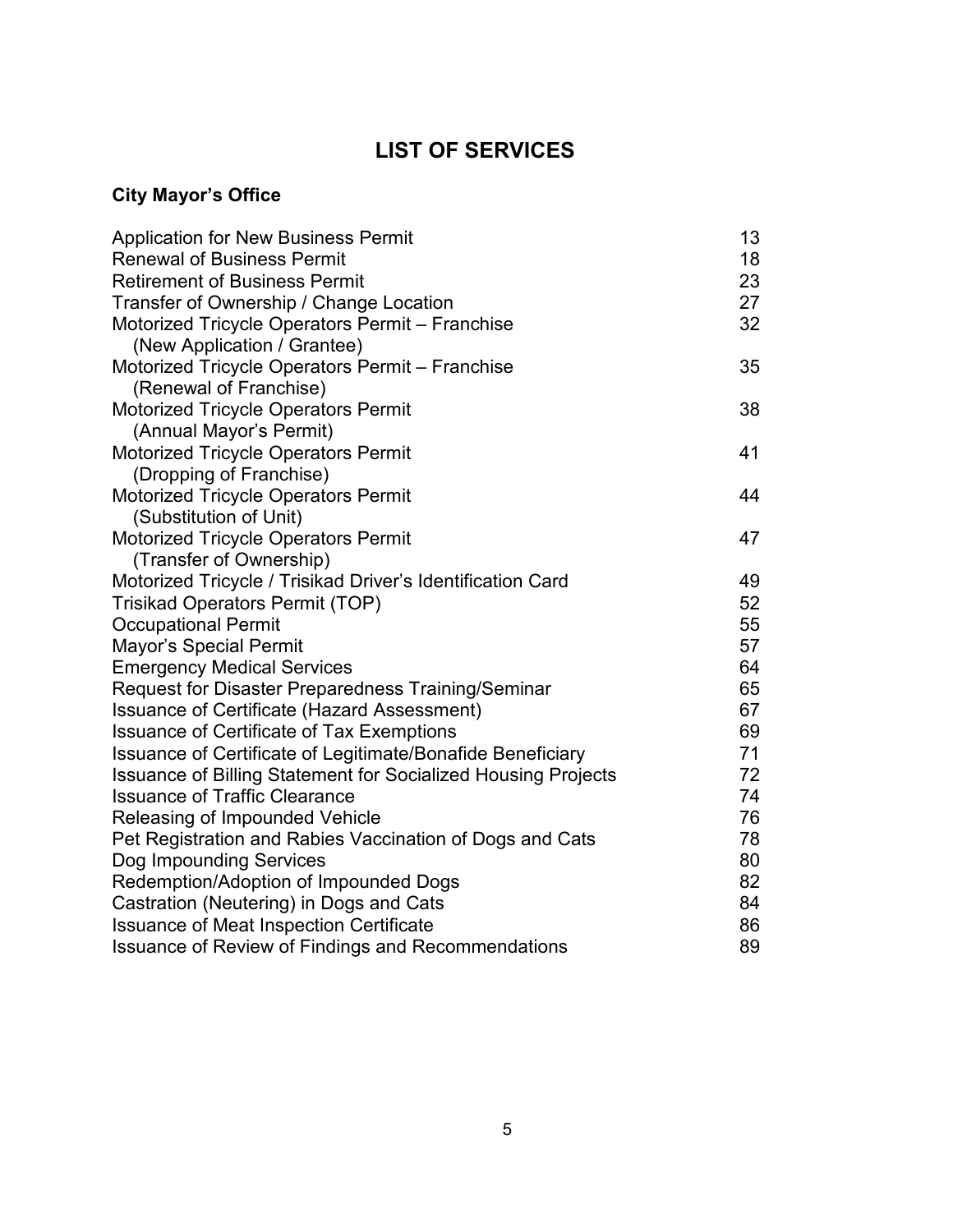# LIST OF SERVICES

## City Mayor's Office

| Service | Page |
| --- | --- |
| Application for New Business Permit | 13 |
| Renewal of Business Permit | 18 |
| Retirement of Business Permit | 23 |
| Transfer of Ownership / Change Location | 27 |
| Motorized Tricycle Operators Permit – Franchise (New Application / Grantee) | 32 |
| Motorized Tricycle Operators Permit – Franchise (Renewal of Franchise) | 35 |
| Motorized Tricycle Operators Permit (Annual Mayor's Permit) | 38 |
| Motorized Tricycle Operators Permit (Dropping of Franchise) | 41 |
| Motorized Tricycle Operators Permit (Substitution of Unit) | 44 |
| Motorized Tricycle Operators Permit (Transfer of Ownership) | 47 |
| Motorized Tricycle / Trisikad Driver's Identification Card | 49 |
| Trisikad Operators Permit (TOP) | 52 |
| Occupational Permit | 55 |
| Mayor's Special Permit | 57 |
| Emergency Medical Services | 64 |
| Request for Disaster Preparedness Training/Seminar | 65 |
| Issuance of Certificate (Hazard Assessment) | 67 |
| Issuance of Certificate of Tax Exemptions | 69 |
| Issuance of Certificate of Legitimate/Bonafide Beneficiary | 71 |
| Issuance of Billing Statement for Socialized Housing Projects | 72 |
| Issuance of Traffic Clearance | 74 |
| Releasing of Impounded Vehicle | 76 |
| Pet Registration and Rabies Vaccination of Dogs and Cats | 78 |
| Dog Impounding Services | 80 |
| Redemption/Adoption of Impounded Dogs | 82 |
| Castration (Neutering) in Dogs and Cats | 84 |
| Issuance of Meat Inspection Certificate | 86 |
| Issuance of Review of Findings and Recommendations | 89 |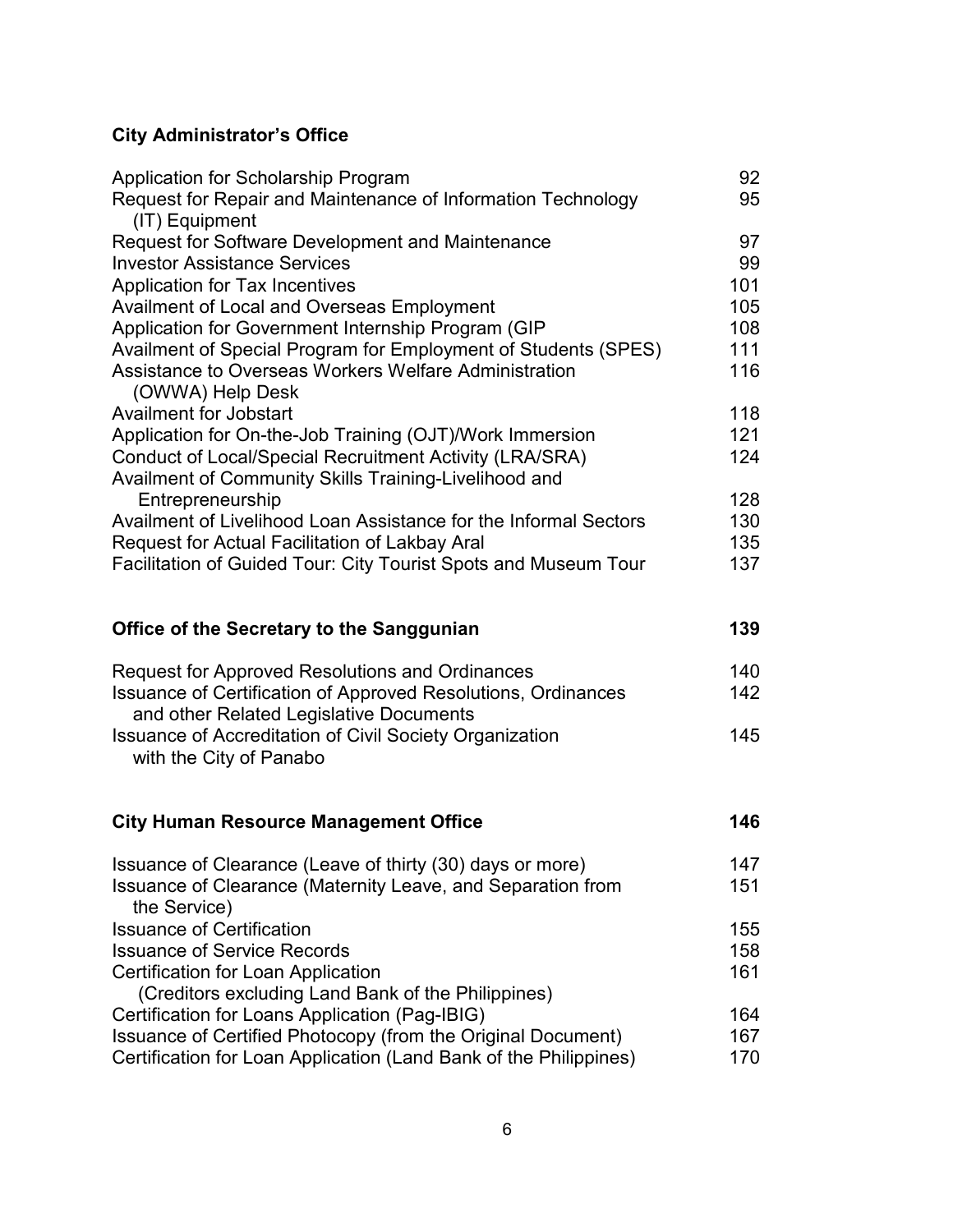## City Administrator's Office

| | |
|---|---|
| Application for Scholarship Program | 92 |
| Request for Repair and Maintenance of Information Technology (IT) Equipment | 95 |
| Request for Software Development and Maintenance | 97 |
| Investor Assistance Services | 99 |
| Application for Tax Incentives | 101 |
| Availment of Local and Overseas Employment | 105 |
| Application for Government Internship Program (GIP | 108 |
| Availment of Special Program for Employment of Students (SPES) | 111 |
| Assistance to Overseas Workers Welfare Administration (OWWA) Help Desk | 116 |
| Availment for Jobstart | 118 |
| Application for On-the-Job Training (OJT)/Work Immersion | 121 |
| Conduct of Local/Special Recruitment Activity (LRA/SRA) | 124 |
| Availment of Community Skills Training-Livelihood and Entrepreneurship | 128 |
| Availment of Livelihood Loan Assistance for the Informal Sectors | 130 |
| Request for Actual Facilitation of Lakbay Aral | 135 |
| Facilitation of Guided Tour: City Tourist Spots and Museum Tour | 137 |

## Office of the Secretary to the Sanggunian — 139

| | |
|---|---|
| Request for Approved Resolutions and Ordinances | 140 |
| Issuance of Certification of Approved Resolutions, Ordinances and other Related Legislative Documents | 142 |
| Issuance of Accreditation of Civil Society Organization with the City of Panabo | 145 |

## City Human Resource Management Office — 146

| | |
|---|---|
| Issuance of Clearance (Leave of thirty (30) days or more) | 147 |
| Issuance of Clearance (Maternity Leave, and Separation from the Service) | 151 |
| Issuance of Certification | 155 |
| Issuance of Service Records | 158 |
| Certification for Loan Application (Creditors excluding Land Bank of the Philippines) | 161 |
| Certification for Loans Application (Pag-IBIG) | 164 |
| Issuance of Certified Photocopy (from the Original Document) | 167 |
| Certification for Loan Application (Land Bank of the Philippines) | 170 |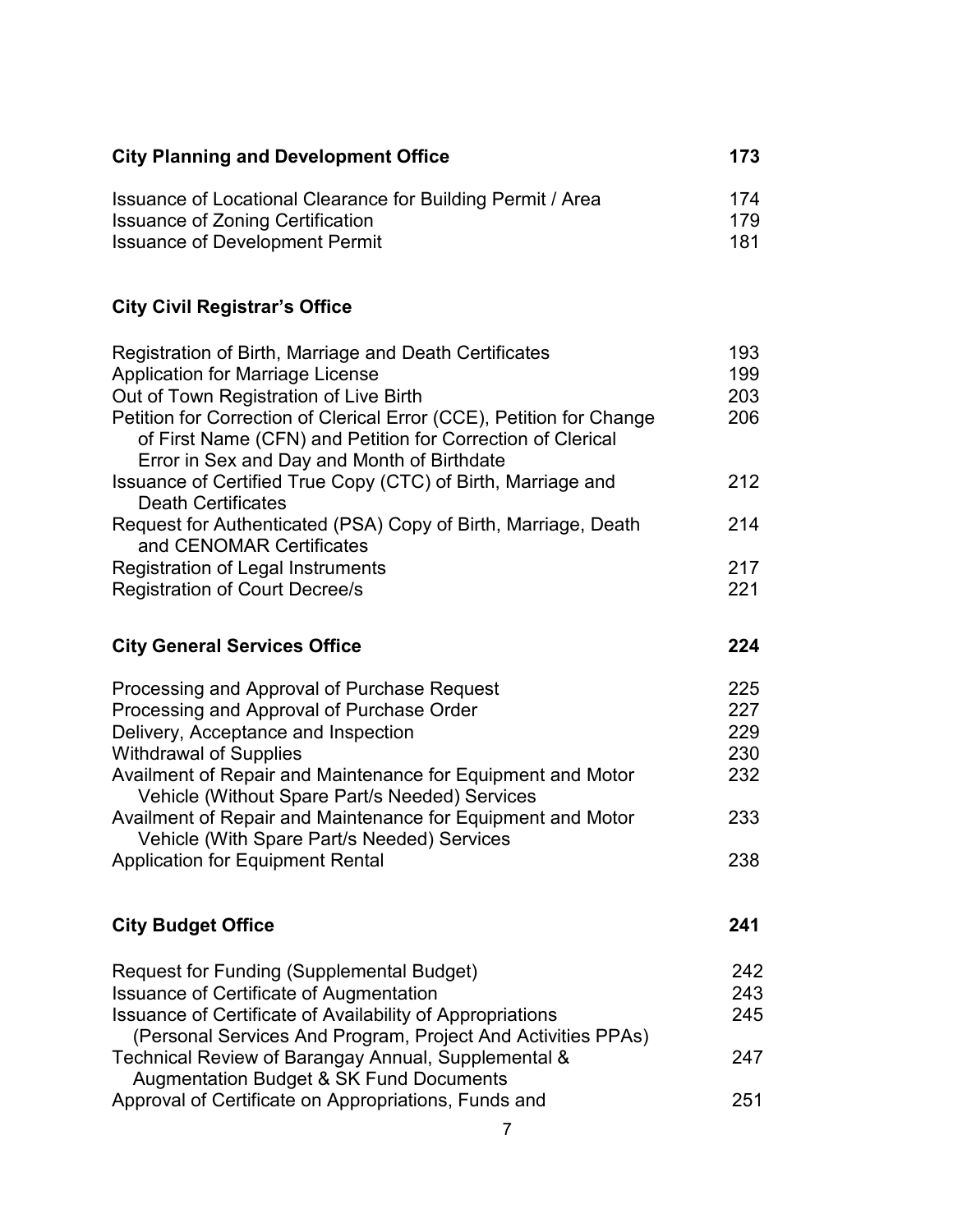| **City Planning and Development Office** | **173** |
| --- | --- |
| Issuance of Locational Clearance for Building Permit / Area | 174 |
| Issuance of Zoning Certification | 179 |
| Issuance of Development Permit | 181 |

**City Civil Registrar's Office**

| | |
| --- | --- |
| Registration of Birth, Marriage and Death Certificates | 193 |
| Application for Marriage License | 199 |
| Out of Town Registration of Live Birth | 203 |
| Petition for Correction of Clerical Error (CCE), Petition for Change of First Name (CFN) and Petition for Correction of Clerical Error in Sex and Day and Month of Birthdate | 206 |
| Issuance of Certified True Copy (CTC) of Birth, Marriage and Death Certificates | 212 |
| Request for Authenticated (PSA) Copy of Birth, Marriage, Death and CENOMAR Certificates | 214 |
| Registration of Legal Instruments | 217 |
| Registration of Court Decree/s | 221 |

| **City General Services Office** | **224** |
| --- | --- |
| Processing and Approval of Purchase Request | 225 |
| Processing and Approval of Purchase Order | 227 |
| Delivery, Acceptance and Inspection | 229 |
| Withdrawal of Supplies | 230 |
| Availment of Repair and Maintenance for Equipment and Motor Vehicle (Without Spare Part/s Needed) Services | 232 |
| Availment of Repair and Maintenance for Equipment and Motor Vehicle (With Spare Part/s Needed) Services | 233 |
| Application for Equipment Rental | 238 |

| **City Budget Office** | **241** |
| --- | --- |
| Request for Funding (Supplemental Budget) | 242 |
| Issuance of Certificate of Augmentation | 243 |
| Issuance of Certificate of Availability of Appropriations (Personal Services And Program, Project And Activities PPAs) | 245 |
| Technical Review of Barangay Annual, Supplemental & Augmentation Budget & SK Fund Documents | 247 |
| Approval of Certificate on Appropriations, Funds and | 251 |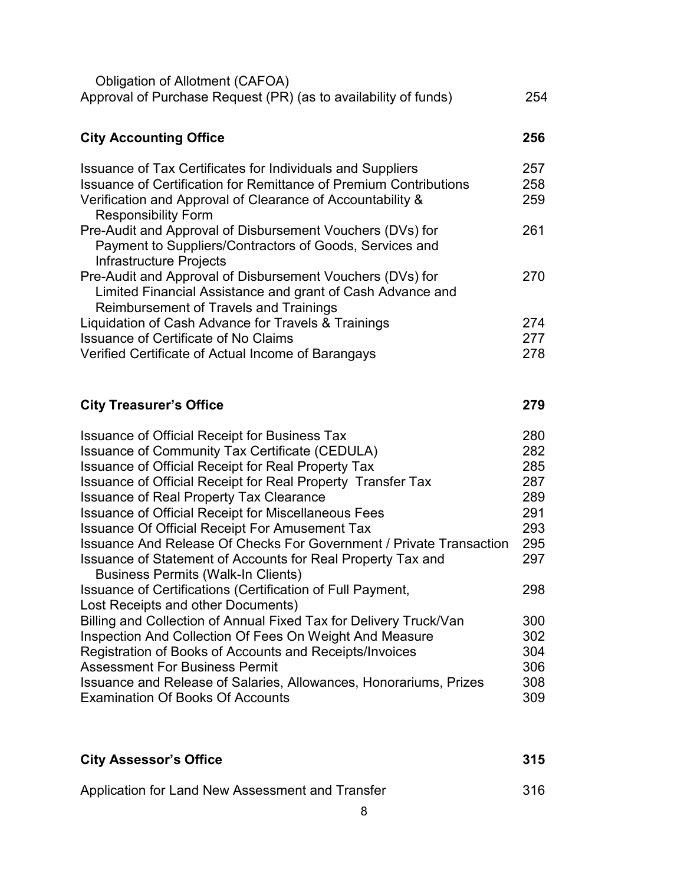| | |
|---|---|
| Obligation of Allotment (CAFOA) | |
| Approval of Purchase Request (PR) (as to availability of funds) | 254 |

| **City Accounting Office** | **256** |
|---|---|
| Issuance of Tax Certificates for Individuals and Suppliers | 257 |
| Issuance of Certification for Remittance of Premium Contributions | 258 |
| Verification and Approval of Clearance of Accountability & Responsibility Form | 259 |
| Pre-Audit and Approval of Disbursement Vouchers (DVs) for Payment to Suppliers/Contractors of Goods, Services and Infrastructure Projects | 261 |
| Pre-Audit and Approval of Disbursement Vouchers (DVs) for Limited Financial Assistance and grant of Cash Advance and Reimbursement of Travels and Trainings | 270 |
| Liquidation of Cash Advance for Travels & Trainings | 274 |
| Issuance of Certificate of No Claims | 277 |
| Verified Certificate of Actual Income of Barangays | 278 |

| **City Treasurer's Office** | **279** |
|---|---|
| Issuance of Official Receipt for Business Tax | 280 |
| Issuance of Community Tax Certificate (CEDULA) | 282 |
| Issuance of Official Receipt for Real Property Tax | 285 |
| Issuance of Official Receipt for Real Property Transfer Tax | 287 |
| Issuance of Real Property Tax Clearance | 289 |
| Issuance of Official Receipt for Miscellaneous Fees | 291 |
| Issuance Of Official Receipt For Amusement Tax | 293 |
| Issuance And Release Of Checks For Government / Private Transaction | 295 |
| Issuance of Statement of Accounts for Real Property Tax and Business Permits (Walk-In Clients) | 297 |
| Issuance of Certifications (Certification of Full Payment, Lost Receipts and other Documents) | 298 |
| Billing and Collection of Annual Fixed Tax for Delivery Truck/Van | 300 |
| Inspection And Collection Of Fees On Weight And Measure | 302 |
| Registration of Books of Accounts and Receipts/Invoices | 304 |
| Assessment For Business Permit | 306 |
| Issuance and Release of Salaries, Allowances, Honorariums, Prizes | 308 |
| Examination Of Books Of Accounts | 309 |

| **City Assessor's Office** | **315** |
|---|---|
| Application for Land New Assessment and Transfer | 316 |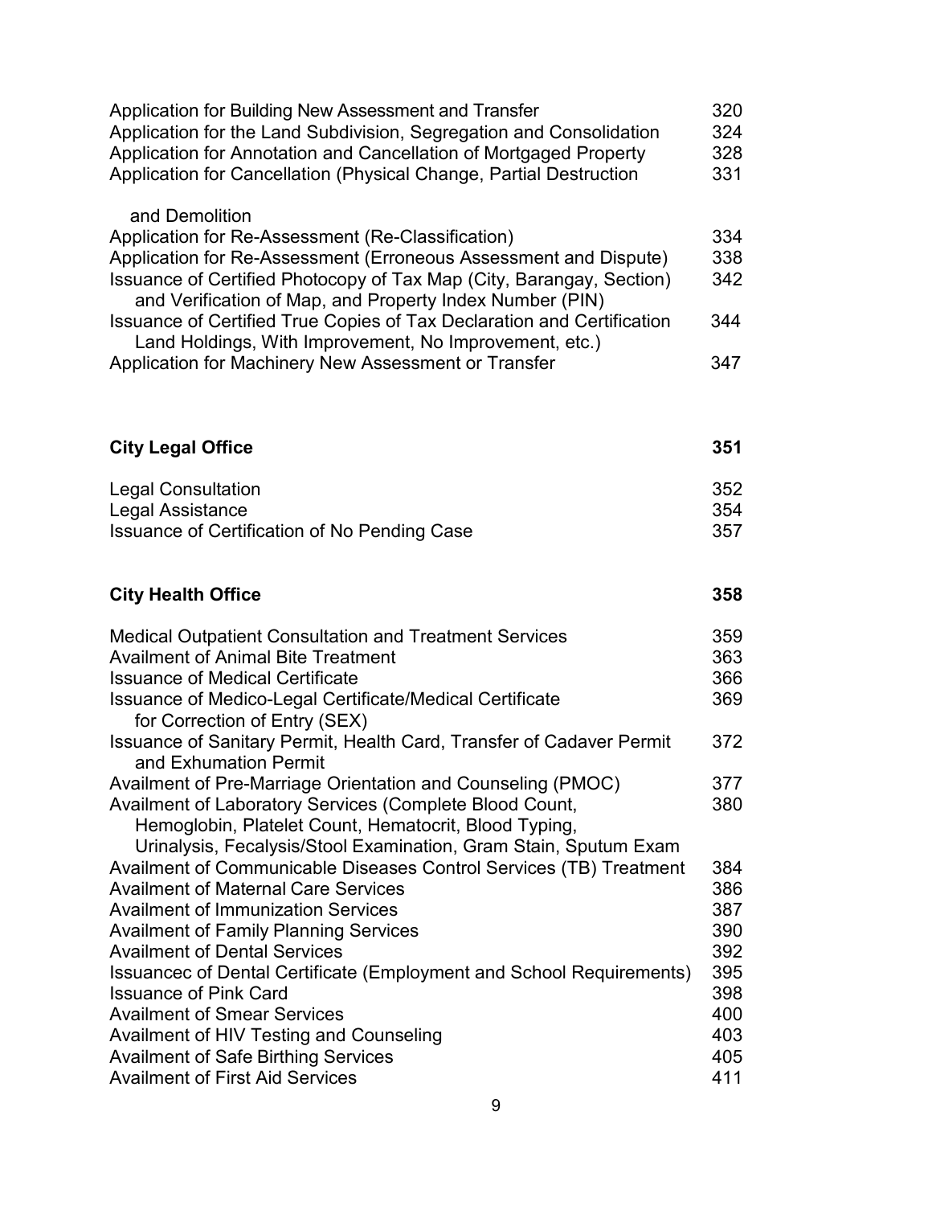| | |
|---|---|
| Application for Building New Assessment and Transfer | 320 |
| Application for the Land Subdivision, Segregation and Consolidation | 324 |
| Application for Annotation and Cancellation of Mortgaged Property | 328 |
| Application for Cancellation (Physical Change, Partial Destruction and Demolition | 331 |
| Application for Re-Assessment (Re-Classification) | 334 |
| Application for Re-Assessment (Erroneous Assessment and Dispute) | 338 |
| Issuance of Certified Photocopy of Tax Map (City, Barangay, Section) and Verification of Map, and Property Index Number (PIN) | 342 |
| Issuance of Certified True Copies of Tax Declaration and Certification Land Holdings, With Improvement, No Improvement, etc.) | 344 |
| Application for Machinery New Assessment or Transfer | 347 |

| **City Legal Office** | **351** |
|---|---|
| Legal Consultation | 352 |
| Legal Assistance | 354 |
| Issuance of Certification of No Pending Case | 357 |

| **City Health Office** | **358** |
|---|---|
| Medical Outpatient Consultation and Treatment Services | 359 |
| Availment of Animal Bite Treatment | 363 |
| Issuance of Medical Certificate | 366 |
| Issuance of Medico-Legal Certificate/Medical Certificate for Correction of Entry (SEX) | 369 |
| Issuance of Sanitary Permit, Health Card, Transfer of Cadaver Permit and Exhumation Permit | 372 |
| Availment of Pre-Marriage Orientation and Counseling (PMOC) | 377 |
| Availment of Laboratory Services (Complete Blood Count, Hemoglobin, Platelet Count, Hematocrit, Blood Typing, Urinalysis, Fecalysis/Stool Examination, Gram Stain, Sputum Exam | 380 |
| Availment of Communicable Diseases Control Services (TB) Treatment | 384 |
| Availment of Maternal Care Services | 386 |
| Availment of Immunization Services | 387 |
| Availment of Family Planning Services | 390 |
| Availment of Dental Services | 392 |
| Issuancec of Dental Certificate (Employment and School Requirements) | 395 |
| Issuance of Pink Card | 398 |
| Availment of Smear Services | 400 |
| Availment of HIV Testing and Counseling | 403 |
| Availment of Safe Birthing Services | 405 |
| Availment of First Aid Services | 411 |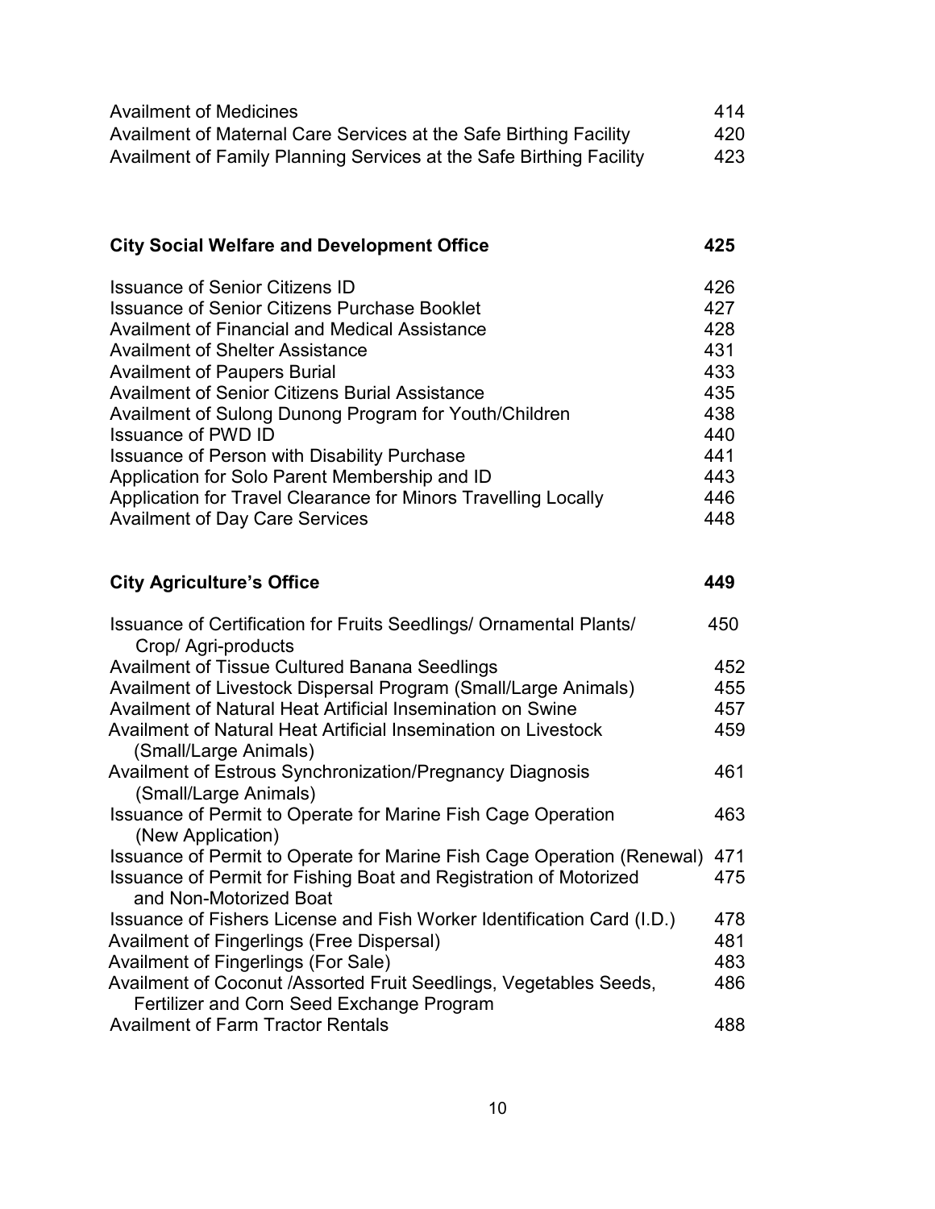| | |
|---|---|
| Availment of Medicines | 414 |
| Availment of Maternal Care Services at the Safe Birthing Facility | 420 |
| Availment of Family Planning Services at the Safe Birthing Facility | 423 |

| **City Social Welfare and Development Office** | **425** |
|---|---|
| Issuance of Senior Citizens ID | 426 |
| Issuance of Senior Citizens Purchase Booklet | 427 |
| Availment of Financial and Medical Assistance | 428 |
| Availment of Shelter Assistance | 431 |
| Availment of Paupers Burial | 433 |
| Availment of Senior Citizens Burial Assistance | 435 |
| Availment of Sulong Dunong Program for Youth/Children | 438 |
| Issuance of PWD ID | 440 |
| Issuance of Person with Disability Purchase | 441 |
| Application for Solo Parent Membership and ID | 443 |
| Application for Travel Clearance for Minors Travelling Locally | 446 |
| Availment of Day Care Services | 448 |

| **City Agriculture's Office** | **449** |
|---|---|
| Issuance of Certification for Fruits Seedlings/ Ornamental Plants/ Crop/ Agri-products | 450 |
| Availment of Tissue Cultured Banana Seedlings | 452 |
| Availment of Livestock Dispersal Program (Small/Large Animals) | 455 |
| Availment of Natural Heat Artificial Insemination on Swine | 457 |
| Availment of Natural Heat Artificial Insemination on Livestock (Small/Large Animals) | 459 |
| Availment of Estrous Synchronization/Pregnancy Diagnosis (Small/Large Animals) | 461 |
| Issuance of Permit to Operate for Marine Fish Cage Operation (New Application) | 463 |
| Issuance of Permit to Operate for Marine Fish Cage Operation (Renewal) | 471 |
| Issuance of Permit for Fishing Boat and Registration of Motorized and Non-Motorized Boat | 475 |
| Issuance of Fishers License and Fish Worker Identification Card (I.D.) | 478 |
| Availment of Fingerlings (Free Dispersal) | 481 |
| Availment of Fingerlings (For Sale) | 483 |
| Availment of Coconut /Assorted Fruit Seedlings, Vegetables Seeds, Fertilizer and Corn Seed Exchange Program | 486 |
| Availment of Farm Tractor Rentals | 488 |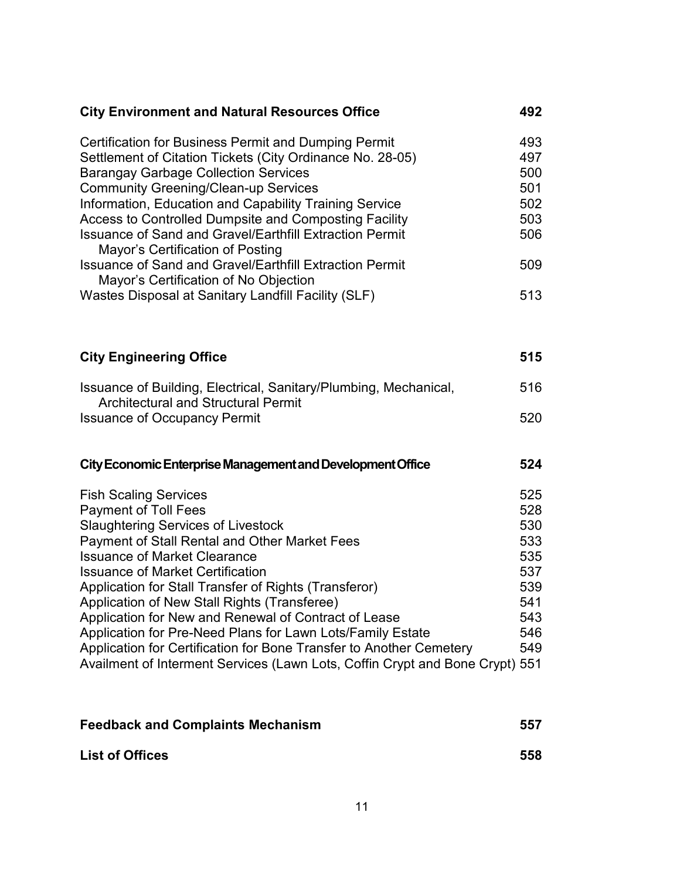| | |
|---|---|
| **City Environment and Natural Resources Office** | **492** |
| Certification for Business Permit and Dumping Permit | 493 |
| Settlement of Citation Tickets (City Ordinance No. 28-05) | 497 |
| Barangay Garbage Collection Services | 500 |
| Community Greening/Clean-up Services | 501 |
| Information, Education and Capability Training Service | 502 |
| Access to Controlled Dumpsite and Composting Facility | 503 |
| Issuance of Sand and Gravel/Earthfill Extraction Permit Mayor's Certification of Posting | 506 |
| Issuance of Sand and Gravel/Earthfill Extraction Permit Mayor's Certification of No Objection | 509 |
| Wastes Disposal at Sanitary Landfill Facility (SLF) | 513 |
| **City Engineering Office** | **515** |
| Issuance of Building, Electrical, Sanitary/Plumbing, Mechanical, Architectural and Structural Permit | 516 |
| Issuance of Occupancy Permit | 520 |
| **City Economic Enterprise Management and Development Office** | **524** |
| Fish Scaling Services | 525 |
| Payment of Toll Fees | 528 |
| Slaughtering Services of Livestock | 530 |
| Payment of Stall Rental and Other Market Fees | 533 |
| Issuance of Market Clearance | 535 |
| Issuance of Market Certification | 537 |
| Application for Stall Transfer of Rights (Transferor) | 539 |
| Application of New Stall Rights (Transferee) | 541 |
| Application for New and Renewal of Contract of Lease | 543 |
| Application for Pre-Need Plans for Lawn Lots/Family Estate | 546 |
| Application for Certification for Bone Transfer to Another Cemetery | 549 |
| Availment of Interment Services (Lawn Lots, Coffin Crypt and Bone Crypt) | 551 |
| **Feedback and Complaints Mechanism** | **557** |
| **List of Offices** | **558** |